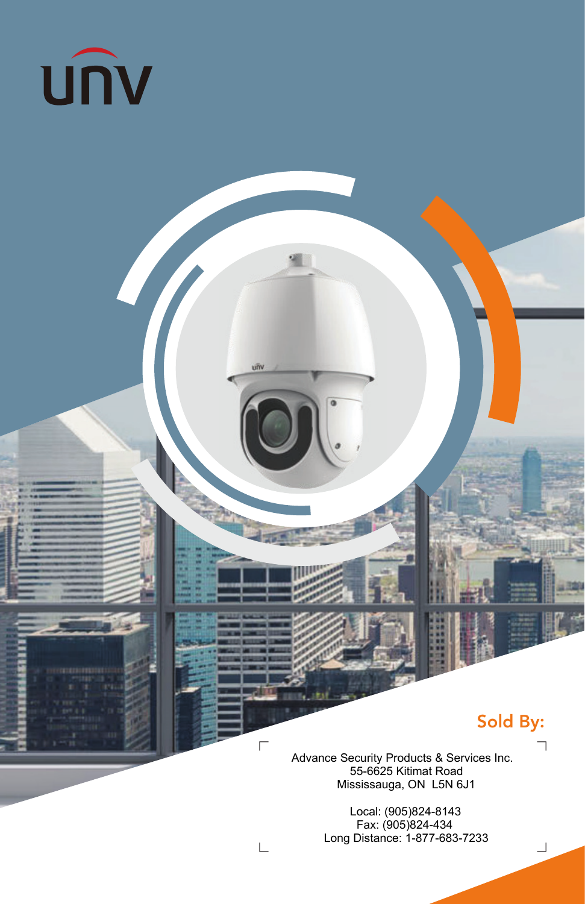UNV

## Sold By:

Advance Security Products & Services Inc.
55-6625 Kitimat Road
Mississauga, ON L5N 6J1

Local: (905)824-8143
Fax: (905)824-434
Long Distance: 1-877-683-7233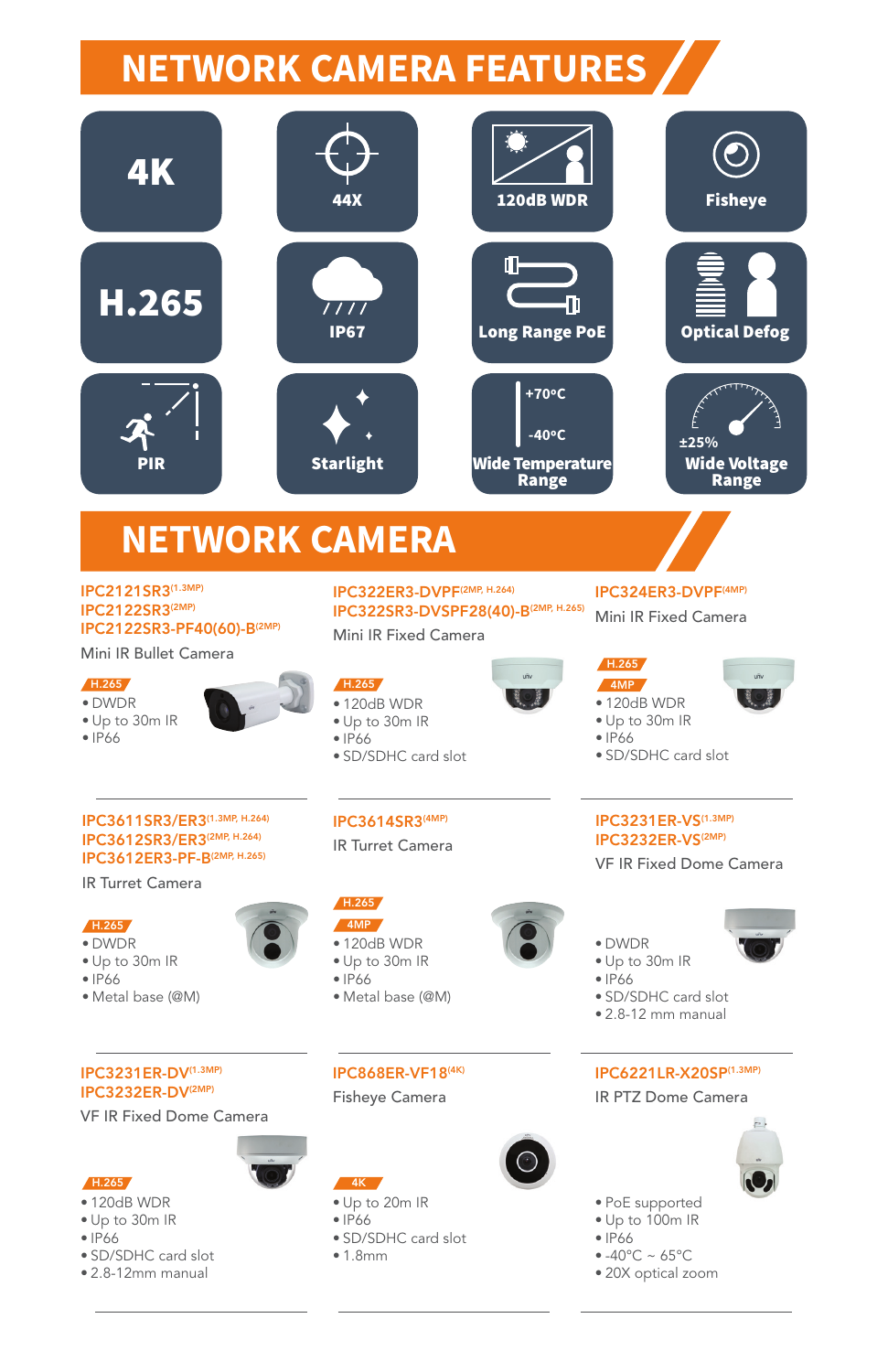# NETWORK CAMERA FEATURES

- 4K
- 44X
- 120dB WDR
- Fisheye
- H.265
- IP67
- Long Range PoE
- Optical Defog
- PIR
- Starlight
- +70°C -40°C Wide Temperature Range
- ±25% Wide Voltage Range

# NETWORK CAMERA

### IPC2121SR3(1.3MP) IPC2122SR3(2MP) IPC2122SR3-PF40(60)-B(2MP)

Mini IR Bullet Camera

H.265

- DWDR
- Up to 30m IR
- IP66

### IPC322ER3-DVPF(2MP, H.264) IPC322SR3-DVSPF28(40)-B(2MP, H.265)

Mini IR Fixed Camera

H.265

- 120dB WDR
- Up to 30m IR
- IP66
- SD/SDHC card slot

### IPC324ER3-DVPF(4MP)

Mini IR Fixed Camera

H.265

4MP

- 120dB WDR
- Up to 30m IR
- IP66
- SD/SDHC card slot

### IPC3611SR3/ER3(1.3MP, H.264) IPC3612SR3/ER3(2MP, H.264) IPC3612ER3-PF-B(2MP, H.265)

IR Turret Camera

H.265

- DWDR
- Up to 30m IR
- IP66
- Metal base (@M)

### IPC3614SR3(4MP)

IR Turret Camera

H.265

4MP

- 120dB WDR
- Up to 30m IR
- IP66
- Metal base (@M)

### IPC3231ER-VS(1.3MP) IPC3232ER-VS(2MP)

VF IR Fixed Dome Camera

- DWDR
- Up to 30m IR
- IP66
- SD/SDHC card slot
- 2.8-12 mm manual

### IPC3231ER-DV(1.3MP) IPC3232ER-DV(2MP)

VF IR Fixed Dome Camera

H.265

- 120dB WDR
- Up to 30m IR
- IP66
- SD/SDHC card slot
- 2.8-12mm manual

### IPC868ER-VF18(4K)

Fisheye Camera

4K

- Up to 20m IR
- IP66
- SD/SDHC card slot
- 1.8mm

### IPC6221LR-X20SP(1.3MP)

IR PTZ Dome Camera

- PoE supported
- Up to 100m IR
- IP66
- -40°C ~ 65°C
- 20X optical zoom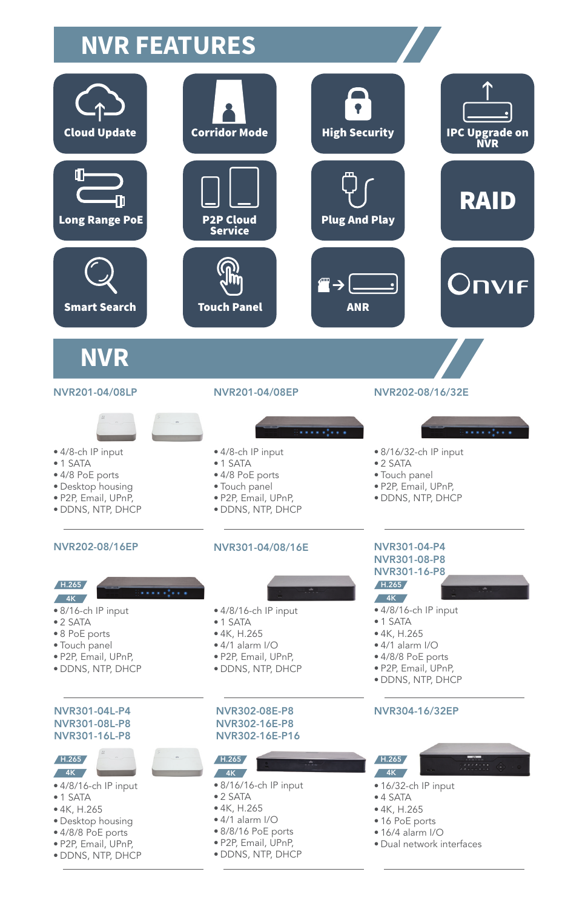# NVR FEATURES

- Cloud Update
- Corridor Mode
- High Security
- IPC Upgrade on NVR
- Long Range PoE
- P2P Cloud Service
- Plug And Play
- RAID
- Smart Search
- Touch Panel
- ANR
- ONVIF

# NVR

### NVR201-04/08LP

- 4/8-ch IP input
- 1 SATA
- 4/8 PoE ports
- Desktop housing
- P2P, Email, UPnP,
- DDNS, NTP, DHCP

### NVR201-04/08EP

- 4/8-ch IP input
- 1 SATA
- 4/8 PoE ports
- Touch panel
- P2P, Email, UPnP,
- DDNS, NTP, DHCP

### NVR202-08/16/32E

- 8/16/32-ch IP input
- 2 SATA
- Touch panel
- P2P, Email, UPnP,
- DDNS, NTP, DHCP

### NVR202-08/16EP

H.265 4K

- 8/16-ch IP input
- 2 SATA
- 8 PoE ports
- Touch panel
- P2P, Email, UPnP,
- DDNS, NTP, DHCP

### NVR301-04/08/16E

- 4/8/16-ch IP input
- 1 SATA
- 4K, H.265
- 4/1 alarm I/O
- P2P, Email, UPnP,
- DDNS, NTP, DHCP

### NVR301-04-P4
### NVR301-08-P8
### NVR301-16-P8

H.265 4K

- 4/8/16-ch IP input
- 1 SATA
- 4K, H.265
- 4/1 alarm I/O
- 4/8/8 PoE ports
- P2P, Email, UPnP,
- DDNS, NTP, DHCP

### NVR301-04L-P4
### NVR301-08L-P8
### NVR301-16L-P8

H.265 4K

- 4/8/16-ch IP input
- 1 SATA
- 4K, H.265
- Desktop housing
- 4/8/8 PoE ports
- P2P, Email, UPnP,
- DDNS, NTP, DHCP

### NVR302-08E-P8
### NVR302-16E-P8
### NVR302-16E-P16

H.265 4K

- 8/16/16-ch IP input
- 2 SATA
- 4K, H.265
- 4/1 alarm I/O
- 8/8/16 PoE ports
- P2P, Email, UPnP,
- DDNS, NTP, DHCP

### NVR304-16/32EP

H.265 4K

- 16/32-ch IP input
- 4 SATA
- 4K, H.265
- 16 PoE ports
- 16/4 alarm I/O
- Dual network interfaces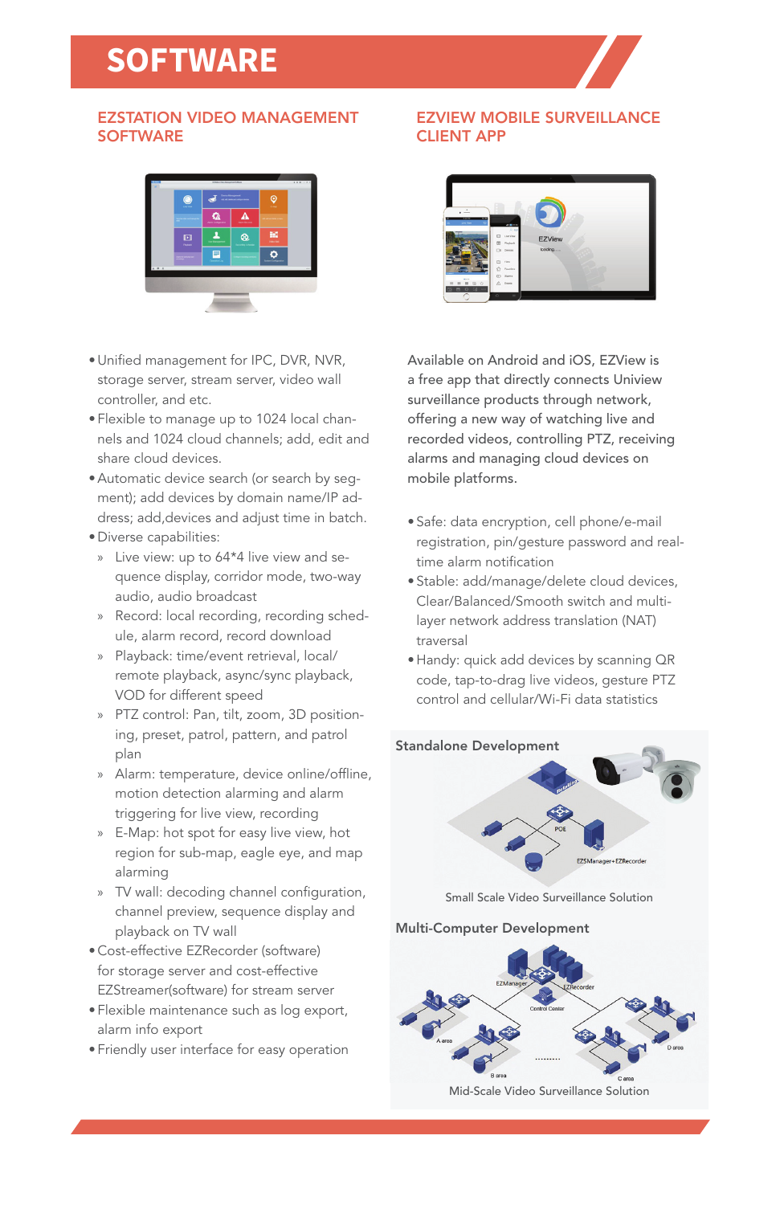# SOFTWARE

## EZSTATION VIDEO MANAGEMENT SOFTWARE

- Unified management for IPC, DVR, NVR, storage server, stream server, video wall controller, and etc.
- Flexible to manage up to 1024 local channels and 1024 cloud channels; add, edit and share cloud devices.
- Automatic device search (or search by segment); add devices by domain name/IP address; add,devices and adjust time in batch.
- Diverse capabilities:
  - Live view: up to 64*4 live view and sequence display, corridor mode, two-way audio, audio broadcast
  - Record: local recording, recording schedule, alarm record, record download
  - Playback: time/event retrieval, local/remote playback, async/sync playback, VOD for different speed
  - PTZ control: Pan, tilt, zoom, 3D positioning, preset, patrol, pattern, and patrol plan
  - Alarm: temperature, device online/offline, motion detection alarming and alarm triggering for live view, recording
  - E-Map: hot spot for easy live view, hot region for sub-map, eagle eye, and map alarming
  - TV wall: decoding channel configuration, channel preview, sequence display and playback on TV wall
- Cost-effective EZRecorder (software) for storage server and cost-effective EZStreamer(software) for stream server
- Flexible maintenance such as log export, alarm info export
- Friendly user interface for easy operation

## EZVIEW MOBILE SURVEILLANCE CLIENT APP

Available on Android and iOS, EZView is a free app that directly connects Uniview surveillance products through network, offering a new way of watching live and recorded videos, controlling PTZ, receiving alarms and managing cloud devices on mobile platforms.

- Safe: data encryption, cell phone/e-mail registration, pin/gesture password and real-time alarm notification
- Stable: add/manage/delete cloud devices, Clear/Balanced/Smooth switch and multi-layer network address translation (NAT) traversal
- Handy: quick add devices by scanning QR code, tap-to-drag live videos, gesture PTZ control and cellular/Wi-Fi data statistics

### Standalone Development

POE

EZSManager+EZRecorder

Small Scale Video Surveillance Solution

### Multi-Computer Development

EZManager

EZRecorder

Control Center

A area

B area

C area

D area

Mid-Scale Video Surveillance Solution